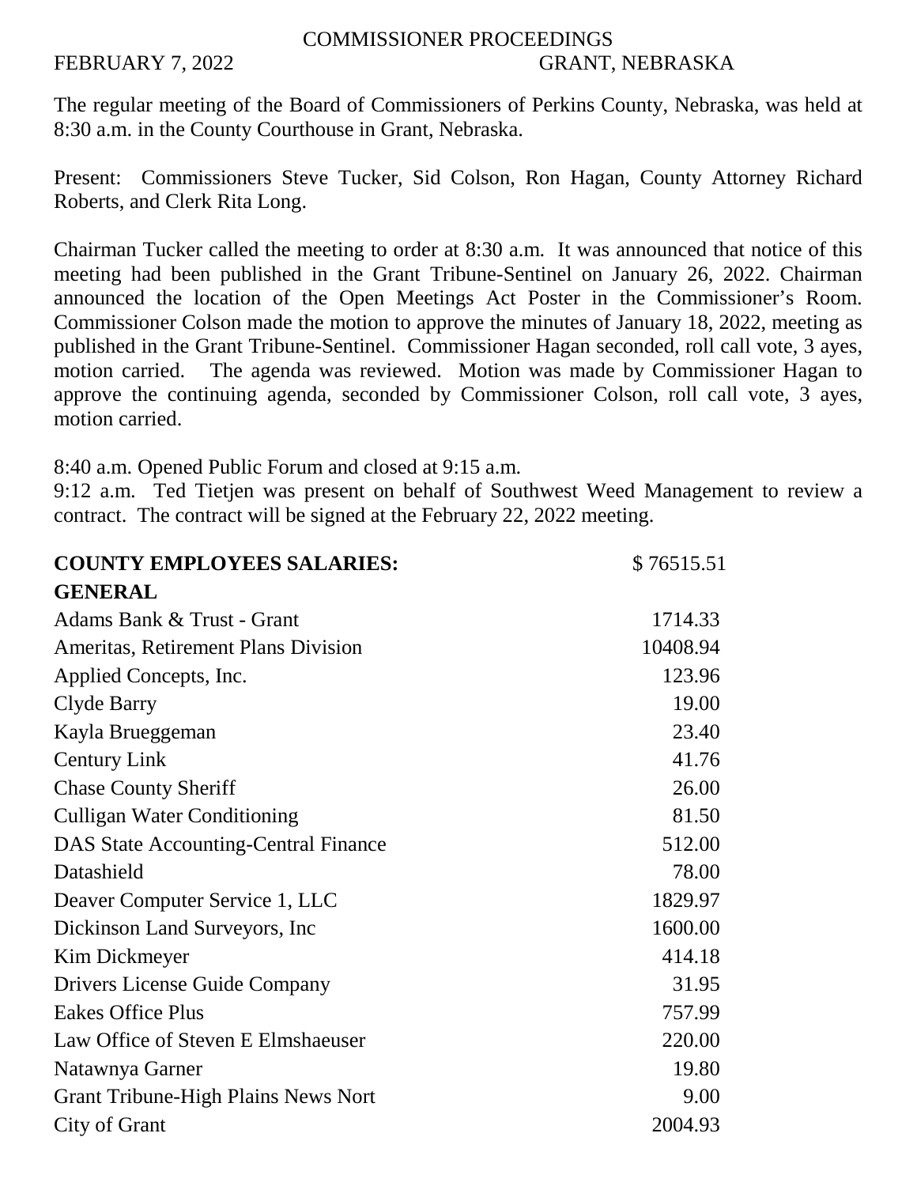# COMMISSIONER PROCEEDINGS

FEBRUARY 7, 2022 GRANT, NEBRASKA

The regular meeting of the Board of Commissioners of Perkins County, Nebraska, was held at 8:30 a.m. in the County Courthouse in Grant, Nebraska.

Present: Commissioners Steve Tucker, Sid Colson, Ron Hagan, County Attorney Richard Roberts, and Clerk Rita Long.

Chairman Tucker called the meeting to order at 8:30 a.m. It was announced that notice of this meeting had been published in the Grant Tribune-Sentinel on January 26, 2022. Chairman announced the location of the Open Meetings Act Poster in the Commissioner's Room. Commissioner Colson made the motion to approve the minutes of January 18, 2022, meeting as published in the Grant Tribune-Sentinel. Commissioner Hagan seconded, roll call vote, 3 ayes, motion carried. The agenda was reviewed. Motion was made by Commissioner Hagan to approve the continuing agenda, seconded by Commissioner Colson, roll call vote, 3 ayes, motion carried.

8:40 a.m. Opened Public Forum and closed at 9:15 a.m.

9:12 a.m. Ted Tietjen was present on behalf of Southwest Weed Management to review a contract. The contract will be signed at the February 22, 2022 meeting.

| **COUNTY EMPLOYEES SALARIES:** | $ 76515.51 |
|---|---|
| **GENERAL** | |
| Adams Bank & Trust - Grant | 1714.33 |
| Ameritas, Retirement Plans Division | 10408.94 |
| Applied Concepts, Inc. | 123.96 |
| Clyde Barry | 19.00 |
| Kayla Brueggeman | 23.40 |
| Century Link | 41.76 |
| Chase County Sheriff | 26.00 |
| Culligan Water Conditioning | 81.50 |
| DAS State Accounting-Central Finance | 512.00 |
| Datashield | 78.00 |
| Deaver Computer Service 1, LLC | 1829.97 |
| Dickinson Land Surveyors, Inc | 1600.00 |
| Kim Dickmeyer | 414.18 |
| Drivers License Guide Company | 31.95 |
| Eakes Office Plus | 757.99 |
| Law Office of Steven E Elmshaeuser | 220.00 |
| Natawnya Garner | 19.80 |
| Grant Tribune-High Plains News Nort | 9.00 |
| City of Grant | 2004.93 |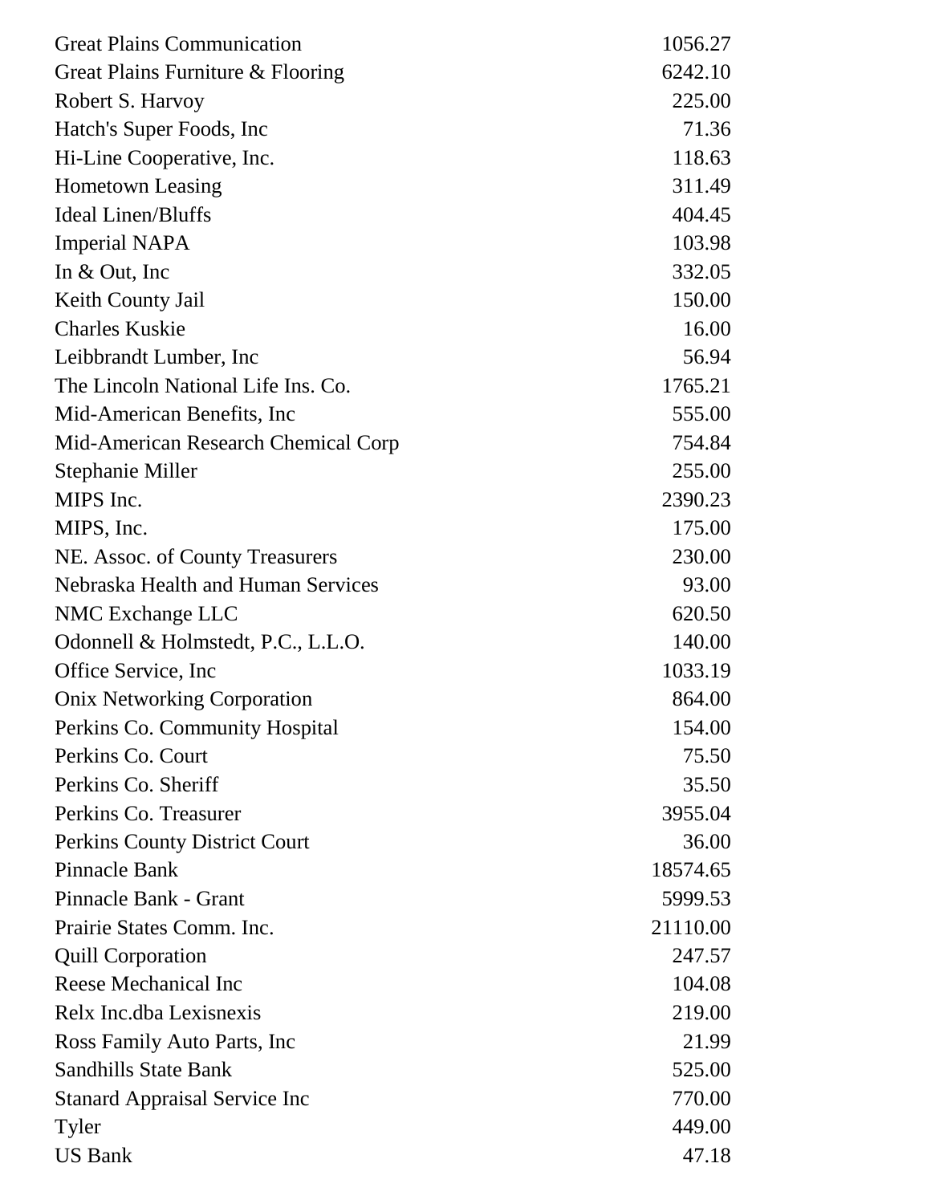| | |
|---|---|
| Great Plains Communication | 1056.27 |
| Great Plains Furniture & Flooring | 6242.10 |
| Robert S. Harvoy | 225.00 |
| Hatch's Super Foods, Inc | 71.36 |
| Hi-Line Cooperative, Inc. | 118.63 |
| Hometown Leasing | 311.49 |
| Ideal Linen/Bluffs | 404.45 |
| Imperial NAPA | 103.98 |
| In & Out, Inc | 332.05 |
| Keith County Jail | 150.00 |
| Charles Kuskie | 16.00 |
| Leibbrandt Lumber, Inc | 56.94 |
| The Lincoln National Life Ins. Co. | 1765.21 |
| Mid-American Benefits, Inc | 555.00 |
| Mid-American Research Chemical Corp | 754.84 |
| Stephanie Miller | 255.00 |
| MIPS Inc. | 2390.23 |
| MIPS, Inc. | 175.00 |
| NE. Assoc. of County Treasurers | 230.00 |
| Nebraska Health and Human Services | 93.00 |
| NMC Exchange LLC | 620.50 |
| Odonnell & Holmstedt, P.C., L.L.O. | 140.00 |
| Office Service, Inc | 1033.19 |
| Onix Networking Corporation | 864.00 |
| Perkins Co. Community Hospital | 154.00 |
| Perkins Co. Court | 75.50 |
| Perkins Co. Sheriff | 35.50 |
| Perkins Co. Treasurer | 3955.04 |
| Perkins County District Court | 36.00 |
| Pinnacle Bank | 18574.65 |
| Pinnacle Bank - Grant | 5999.53 |
| Prairie States Comm. Inc. | 21110.00 |
| Quill Corporation | 247.57 |
| Reese Mechanical Inc | 104.08 |
| Relx Inc.dba Lexisnexis | 219.00 |
| Ross Family Auto Parts, Inc | 21.99 |
| Sandhills State Bank | 525.00 |
| Stanard Appraisal Service Inc | 770.00 |
| Tyler | 449.00 |
| US Bank | 47.18 |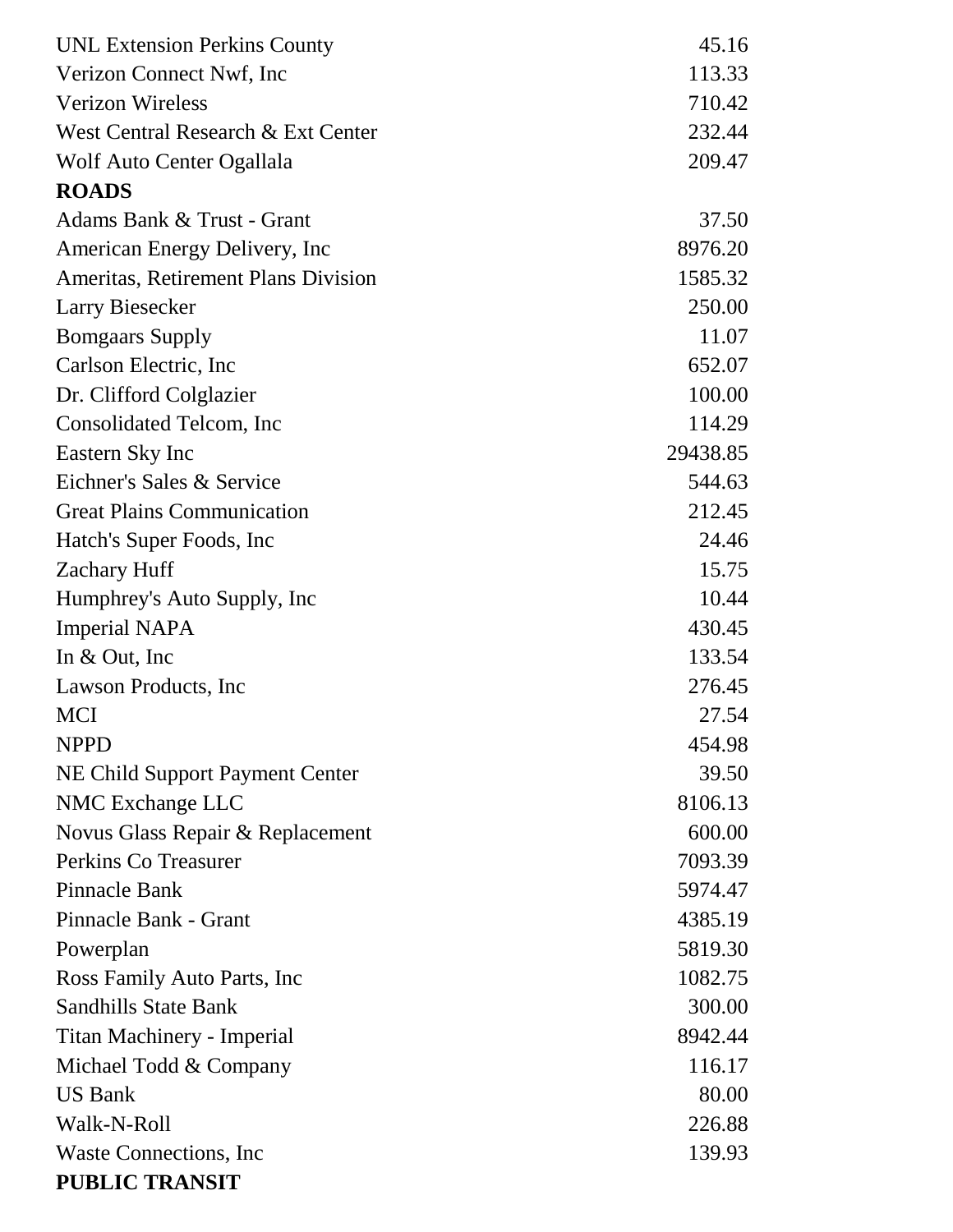| | |
|---|---|
| UNL Extension Perkins County | 45.16 |
| Verizon Connect Nwf, Inc | 113.33 |
| Verizon Wireless | 710.42 |
| West Central Research & Ext Center | 232.44 |
| Wolf Auto Center Ogallala | 209.47 |
| **ROADS** | |
| Adams Bank & Trust - Grant | 37.50 |
| American Energy Delivery, Inc | 8976.20 |
| Ameritas, Retirement Plans Division | 1585.32 |
| Larry Biesecker | 250.00 |
| Bomgaars Supply | 11.07 |
| Carlson Electric, Inc | 652.07 |
| Dr. Clifford Colglazier | 100.00 |
| Consolidated Telcom, Inc | 114.29 |
| Eastern Sky Inc | 29438.85 |
| Eichner's Sales & Service | 544.63 |
| Great Plains Communication | 212.45 |
| Hatch's Super Foods, Inc | 24.46 |
| Zachary Huff | 15.75 |
| Humphrey's Auto Supply, Inc | 10.44 |
| Imperial NAPA | 430.45 |
| In & Out, Inc | 133.54 |
| Lawson Products, Inc | 276.45 |
| MCI | 27.54 |
| NPPD | 454.98 |
| NE Child Support Payment Center | 39.50 |
| NMC Exchange LLC | 8106.13 |
| Novus Glass Repair & Replacement | 600.00 |
| Perkins Co Treasurer | 7093.39 |
| Pinnacle Bank | 5974.47 |
| Pinnacle Bank - Grant | 4385.19 |
| Powerplan | 5819.30 |
| Ross Family Auto Parts, Inc | 1082.75 |
| Sandhills State Bank | 300.00 |
| Titan Machinery - Imperial | 8942.44 |
| Michael Todd & Company | 116.17 |
| US Bank | 80.00 |
| Walk-N-Roll | 226.88 |
| Waste Connections, Inc | 139.93 |
| **PUBLIC TRANSIT** | |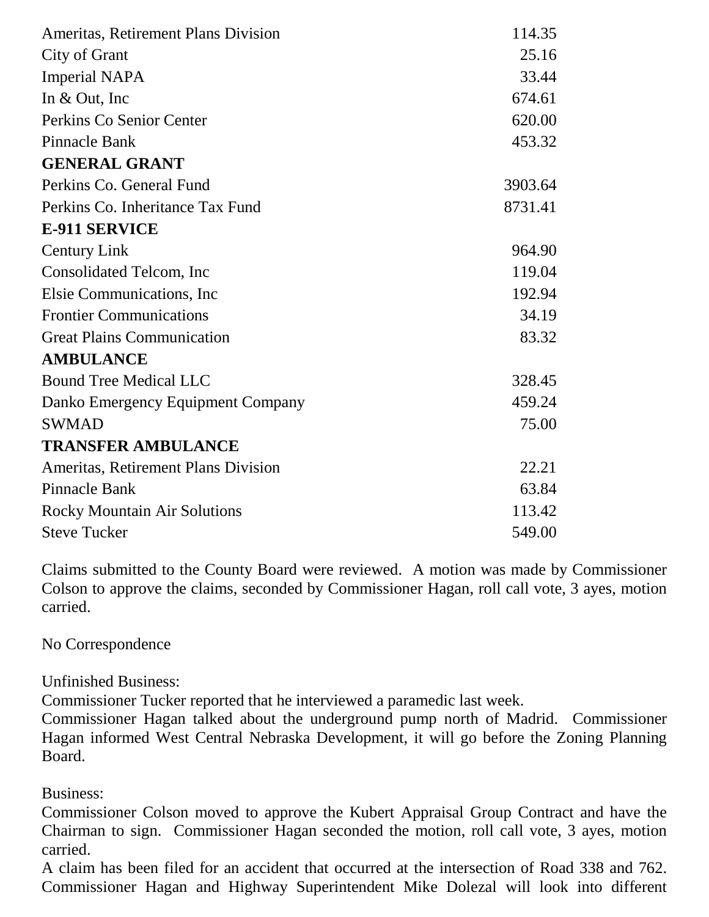| | |
|---|---|
| Ameritas, Retirement Plans Division | 114.35 |
| City of Grant | 25.16 |
| Imperial NAPA | 33.44 |
| In & Out, Inc | 674.61 |
| Perkins Co Senior Center | 620.00 |
| Pinnacle Bank | 453.32 |
| **GENERAL GRANT** | |
| Perkins Co. General Fund | 3903.64 |
| Perkins Co. Inheritance Tax Fund | 8731.41 |
| **E-911 SERVICE** | |
| Century Link | 964.90 |
| Consolidated Telcom, Inc | 119.04 |
| Elsie Communications, Inc | 192.94 |
| Frontier Communications | 34.19 |
| Great Plains Communication | 83.32 |
| **AMBULANCE** | |
| Bound Tree Medical LLC | 328.45 |
| Danko Emergency Equipment Company | 459.24 |
| SWMAD | 75.00 |
| **TRANSFER AMBULANCE** | |
| Ameritas, Retirement Plans Division | 22.21 |
| Pinnacle Bank | 63.84 |
| Rocky Mountain Air Solutions | 113.42 |
| Steve Tucker | 549.00 |

Claims submitted to the County Board were reviewed. A motion was made by Commissioner Colson to approve the claims, seconded by Commissioner Hagan, roll call vote, 3 ayes, motion carried.

No Correspondence

Unfinished Business:
Commissioner Tucker reported that he interviewed a paramedic last week.
Commissioner Hagan talked about the underground pump north of Madrid. Commissioner Hagan informed West Central Nebraska Development, it will go before the Zoning Planning Board.

Business:
Commissioner Colson moved to approve the Kubert Appraisal Group Contract and have the Chairman to sign. Commissioner Hagan seconded the motion, roll call vote, 3 ayes, motion carried.
A claim has been filed for an accident that occurred at the intersection of Road 338 and 762. Commissioner Hagan and Highway Superintendent Mike Dolezal will look into different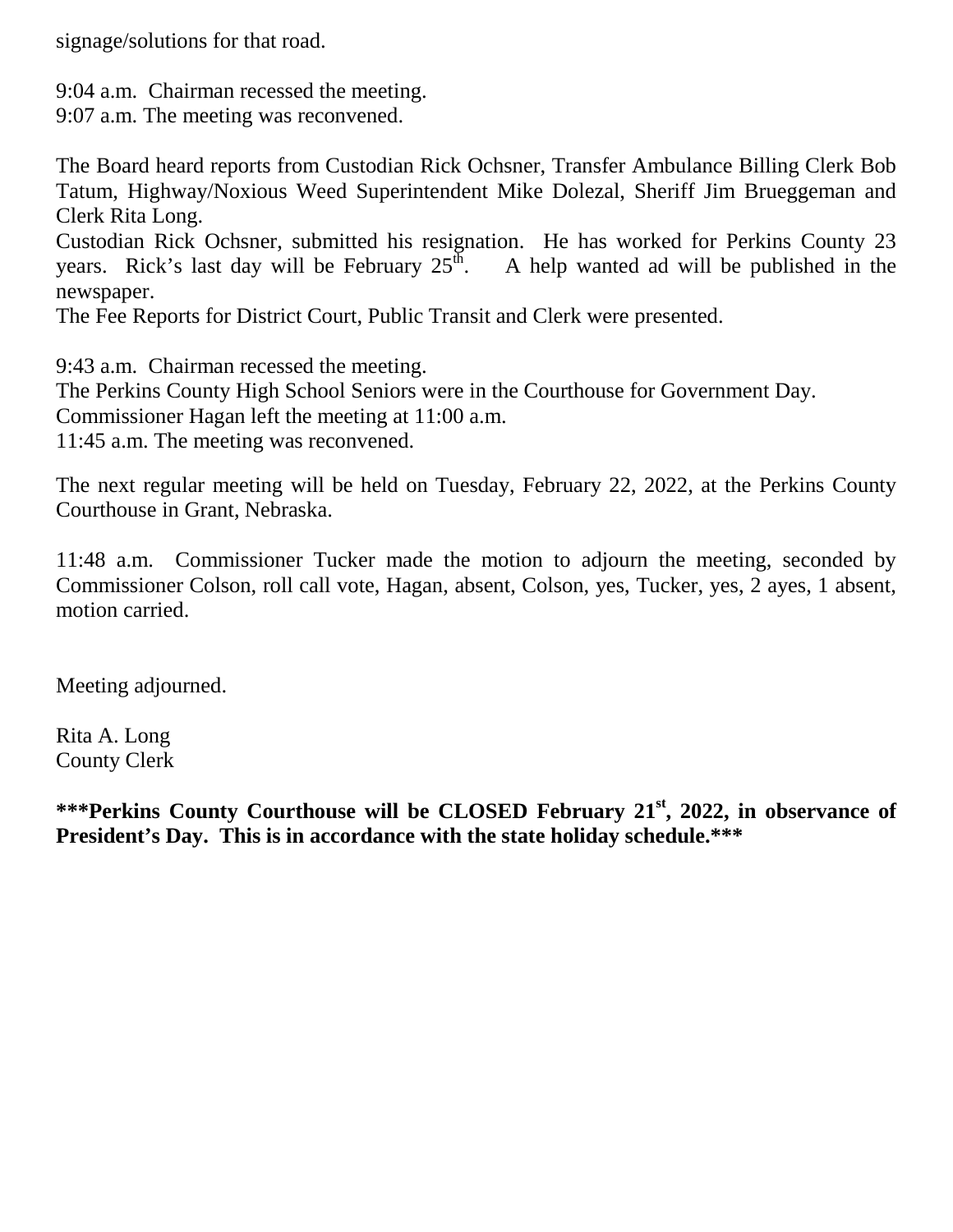signage/solutions for that road.

9:04 a.m. Chairman recessed the meeting.
9:07 a.m. The meeting was reconvened.

The Board heard reports from Custodian Rick Ochsner, Transfer Ambulance Billing Clerk Bob Tatum, Highway/Noxious Weed Superintendent Mike Dolezal, Sheriff Jim Brueggeman and Clerk Rita Long.
Custodian Rick Ochsner, submitted his resignation. He has worked for Perkins County 23 years. Rick's last day will be February 25th. A help wanted ad will be published in the newspaper.
The Fee Reports for District Court, Public Transit and Clerk were presented.

9:43 a.m. Chairman recessed the meeting.
The Perkins County High School Seniors were in the Courthouse for Government Day.
Commissioner Hagan left the meeting at 11:00 a.m.
11:45 a.m. The meeting was reconvened.

The next regular meeting will be held on Tuesday, February 22, 2022, at the Perkins County Courthouse in Grant, Nebraska.

11:48 a.m. Commissioner Tucker made the motion to adjourn the meeting, seconded by Commissioner Colson, roll call vote, Hagan, absent, Colson, yes, Tucker, yes, 2 ayes, 1 absent, motion carried.

Meeting adjourned.

Rita A. Long
County Clerk

**\*\*\*Perkins County Courthouse will be CLOSED February 21st, 2022, in observance of President's Day. This is in accordance with the state holiday schedule.\*\*\***